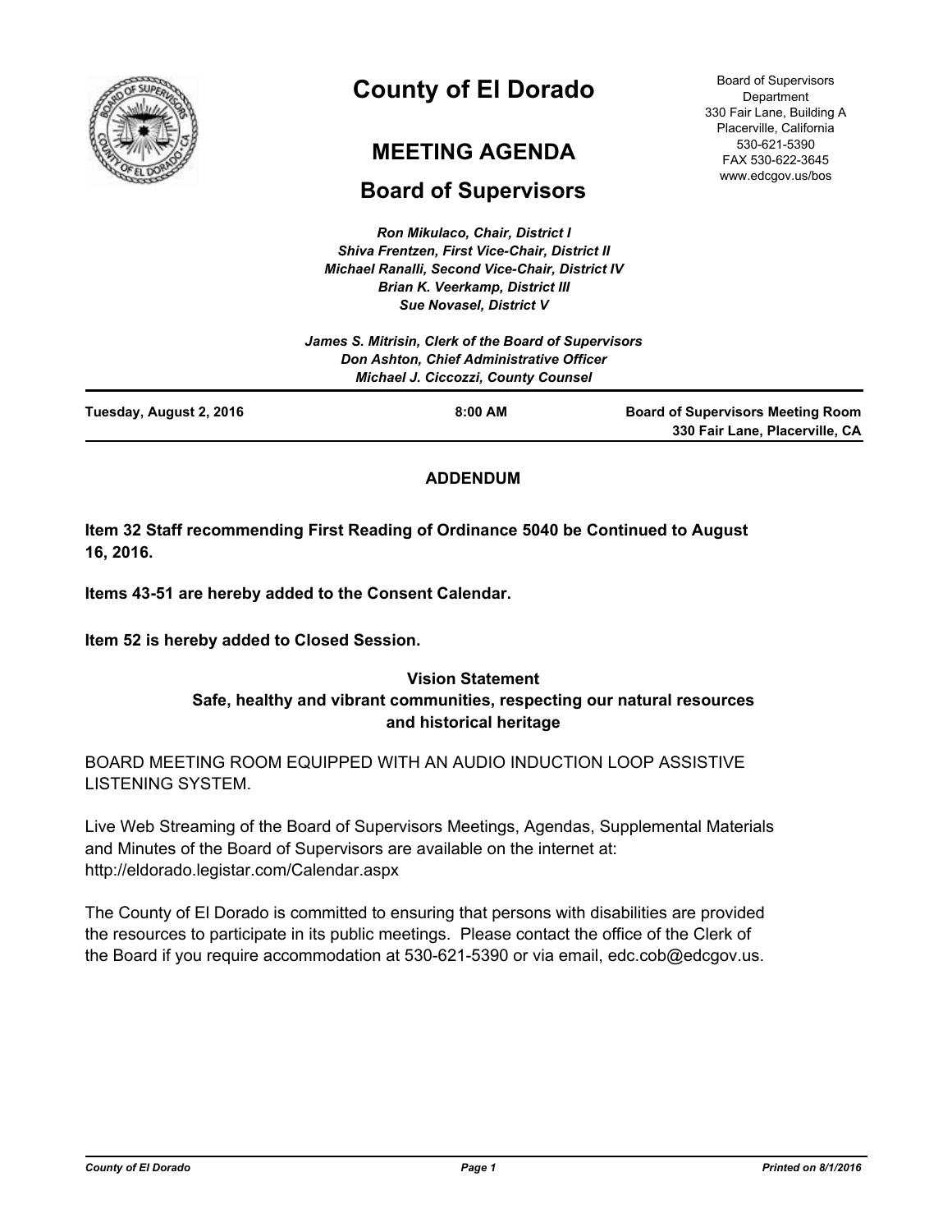# County of El Dorado

## MEETING AGENDA

## Board of Supervisors

Board of Supervisors Department
330 Fair Lane, Building A
Placerville, California
530-621-5390
FAX 530-622-3645
www.edcgov.us/bos

***Ron Mikulaco, Chair, District I***
***Shiva Frentzen, First Vice-Chair, District II***
***Michael Ranalli, Second Vice-Chair, District IV***
***Brian K. Veerkamp, District III***
***Sue Novasel, District V***

***James S. Mitrisin, Clerk of the Board of Supervisors***
***Don Ashton, Chief Administrative Officer***
***Michael J. Ciccozzi, County Counsel***

**Tuesday, August 2, 2016** | **8:00 AM** | **Board of Supervisors Meeting Room, 330 Fair Lane, Placerville, CA**

**ADDENDUM**

**Item 32 Staff recommending First Reading of Ordinance 5040 be Continued to August 16, 2016.**

**Items 43-51 are hereby added to the Consent Calendar.**

**Item 52 is hereby added to Closed Session.**

**Vision Statement**
**Safe, healthy and vibrant communities, respecting our natural resources and historical heritage**

BOARD MEETING ROOM EQUIPPED WITH AN AUDIO INDUCTION LOOP ASSISTIVE LISTENING SYSTEM.

Live Web Streaming of the Board of Supervisors Meetings, Agendas, Supplemental Materials and Minutes of the Board of Supervisors are available on the internet at: http://eldorado.legistar.com/Calendar.aspx

The County of El Dorado is committed to ensuring that persons with disabilities are provided the resources to participate in its public meetings. Please contact the office of the Clerk of the Board if you require accommodation at 530-621-5390 or via email, edc.cob@edcgov.us.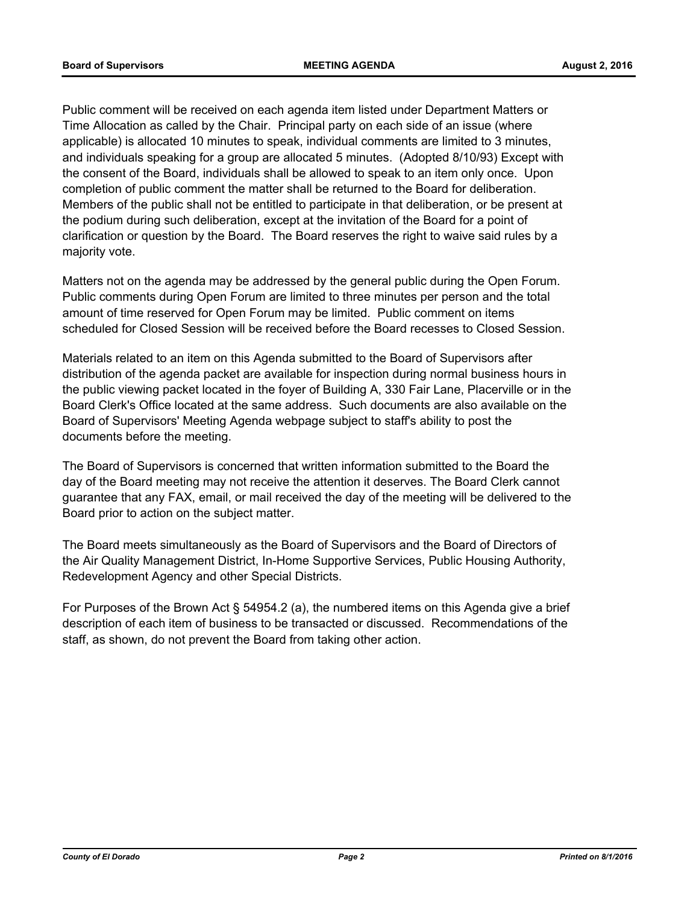Public comment will be received on each agenda item listed under Department Matters or Time Allocation as called by the Chair. Principal party on each side of an issue (where applicable) is allocated 10 minutes to speak, individual comments are limited to 3 minutes, and individuals speaking for a group are allocated 5 minutes. (Adopted 8/10/93) Except with the consent of the Board, individuals shall be allowed to speak to an item only once. Upon completion of public comment the matter shall be returned to the Board for deliberation. Members of the public shall not be entitled to participate in that deliberation, or be present at the podium during such deliberation, except at the invitation of the Board for a point of clarification or question by the Board. The Board reserves the right to waive said rules by a majority vote.

Matters not on the agenda may be addressed by the general public during the Open Forum. Public comments during Open Forum are limited to three minutes per person and the total amount of time reserved for Open Forum may be limited. Public comment on items scheduled for Closed Session will be received before the Board recesses to Closed Session.

Materials related to an item on this Agenda submitted to the Board of Supervisors after distribution of the agenda packet are available for inspection during normal business hours in the public viewing packet located in the foyer of Building A, 330 Fair Lane, Placerville or in the Board Clerk's Office located at the same address. Such documents are also available on the Board of Supervisors' Meeting Agenda webpage subject to staff's ability to post the documents before the meeting.

The Board of Supervisors is concerned that written information submitted to the Board the day of the Board meeting may not receive the attention it deserves. The Board Clerk cannot guarantee that any FAX, email, or mail received the day of the meeting will be delivered to the Board prior to action on the subject matter.

The Board meets simultaneously as the Board of Supervisors and the Board of Directors of the Air Quality Management District, In-Home Supportive Services, Public Housing Authority, Redevelopment Agency and other Special Districts.

For Purposes of the Brown Act § 54954.2 (a), the numbered items on this Agenda give a brief description of each item of business to be transacted or discussed. Recommendations of the staff, as shown, do not prevent the Board from taking other action.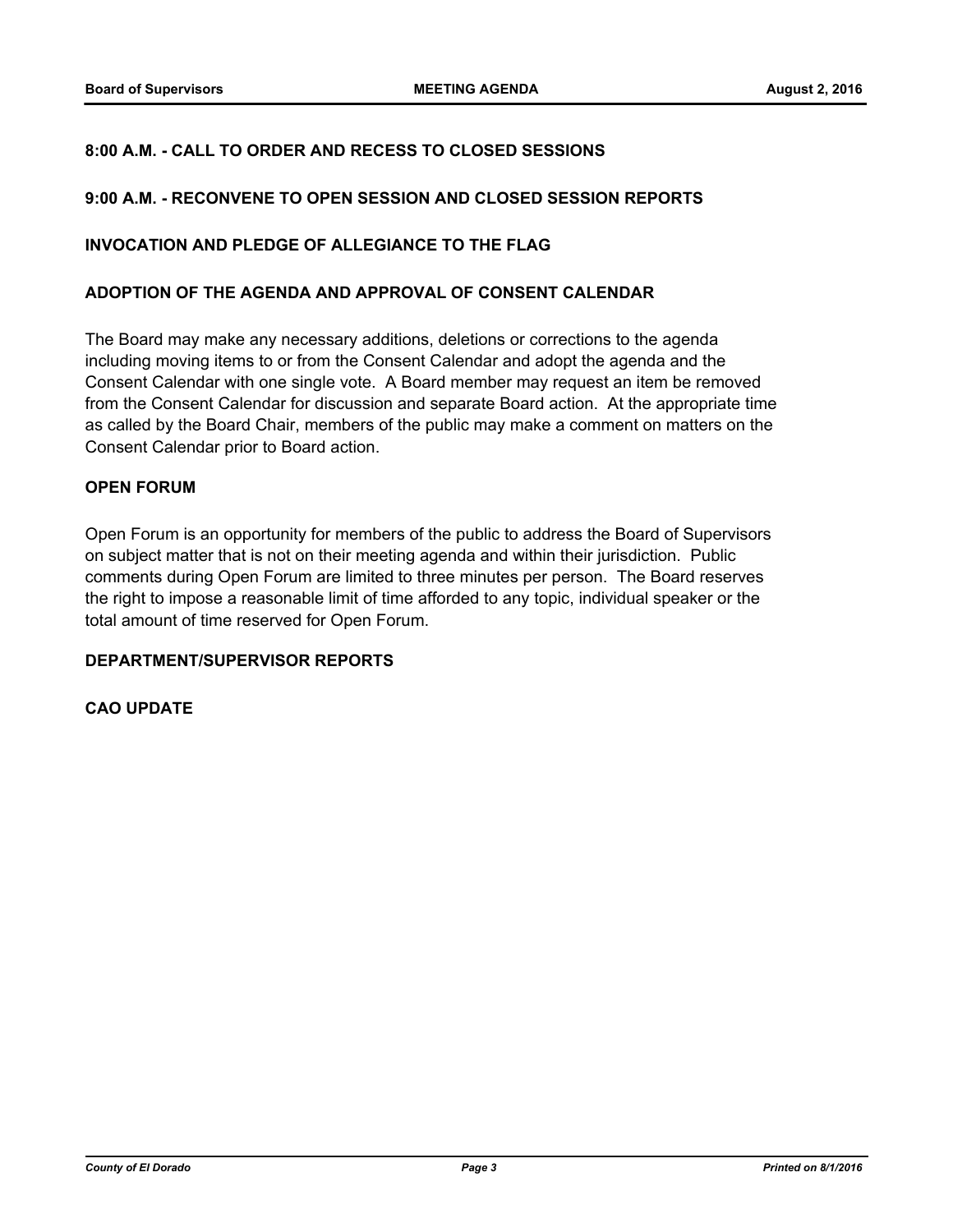**8:00 A.M. - CALL TO ORDER AND RECESS TO CLOSED SESSIONS**

**9:00 A.M. - RECONVENE TO OPEN SESSION AND CLOSED SESSION REPORTS**

**INVOCATION AND PLEDGE OF ALLEGIANCE TO THE FLAG**

**ADOPTION OF THE AGENDA AND APPROVAL OF CONSENT CALENDAR**

The Board may make any necessary additions, deletions or corrections to the agenda including moving items to or from the Consent Calendar and adopt the agenda and the Consent Calendar with one single vote. A Board member may request an item be removed from the Consent Calendar for discussion and separate Board action. At the appropriate time as called by the Board Chair, members of the public may make a comment on matters on the Consent Calendar prior to Board action.

**OPEN FORUM**

Open Forum is an opportunity for members of the public to address the Board of Supervisors on subject matter that is not on their meeting agenda and within their jurisdiction. Public comments during Open Forum are limited to three minutes per person. The Board reserves the right to impose a reasonable limit of time afforded to any topic, individual speaker or the total amount of time reserved for Open Forum.

**DEPARTMENT/SUPERVISOR REPORTS**

**CAO UPDATE**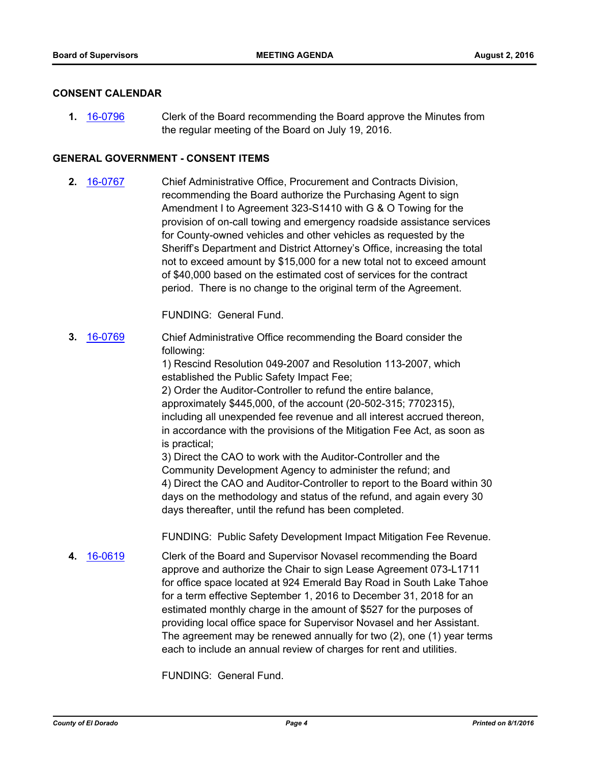## CONSENT CALENDAR

**1.** 16-0796 Clerk of the Board recommending the Board approve the Minutes from the regular meeting of the Board on July 19, 2016.

## GENERAL GOVERNMENT - CONSENT ITEMS

**2.** 16-0767 Chief Administrative Office, Procurement and Contracts Division, recommending the Board authorize the Purchasing Agent to sign Amendment I to Agreement 323-S1410 with G & O Towing for the provision of on-call towing and emergency roadside assistance services for County-owned vehicles and other vehicles as requested by the Sheriff's Department and District Attorney's Office, increasing the total not to exceed amount by $15,000 for a new total not to exceed amount of $40,000 based on the estimated cost of services for the contract period. There is no change to the original term of the Agreement.

FUNDING: General Fund.

**3.** 16-0769 Chief Administrative Office recommending the Board consider the following:
1) Rescind Resolution 049-2007 and Resolution 113-2007, which established the Public Safety Impact Fee;
2) Order the Auditor-Controller to refund the entire balance, approximately $445,000, of the account (20-502-315; 7702315), including all unexpended fee revenue and all interest accrued thereon, in accordance with the provisions of the Mitigation Fee Act, as soon as is practical;
3) Direct the CAO to work with the Auditor-Controller and the Community Development Agency to administer the refund; and
4) Direct the CAO and Auditor-Controller to report to the Board within 30 days on the methodology and status of the refund, and again every 30 days thereafter, until the refund has been completed.

FUNDING: Public Safety Development Impact Mitigation Fee Revenue.

**4.** 16-0619 Clerk of the Board and Supervisor Novasel recommending the Board approve and authorize the Chair to sign Lease Agreement 073-L1711 for office space located at 924 Emerald Bay Road in South Lake Tahoe for a term effective September 1, 2016 to December 31, 2018 for an estimated monthly charge in the amount of $527 for the purposes of providing local office space for Supervisor Novasel and her Assistant. The agreement may be renewed annually for two (2), one (1) year terms each to include an annual review of charges for rent and utilities.

FUNDING: General Fund.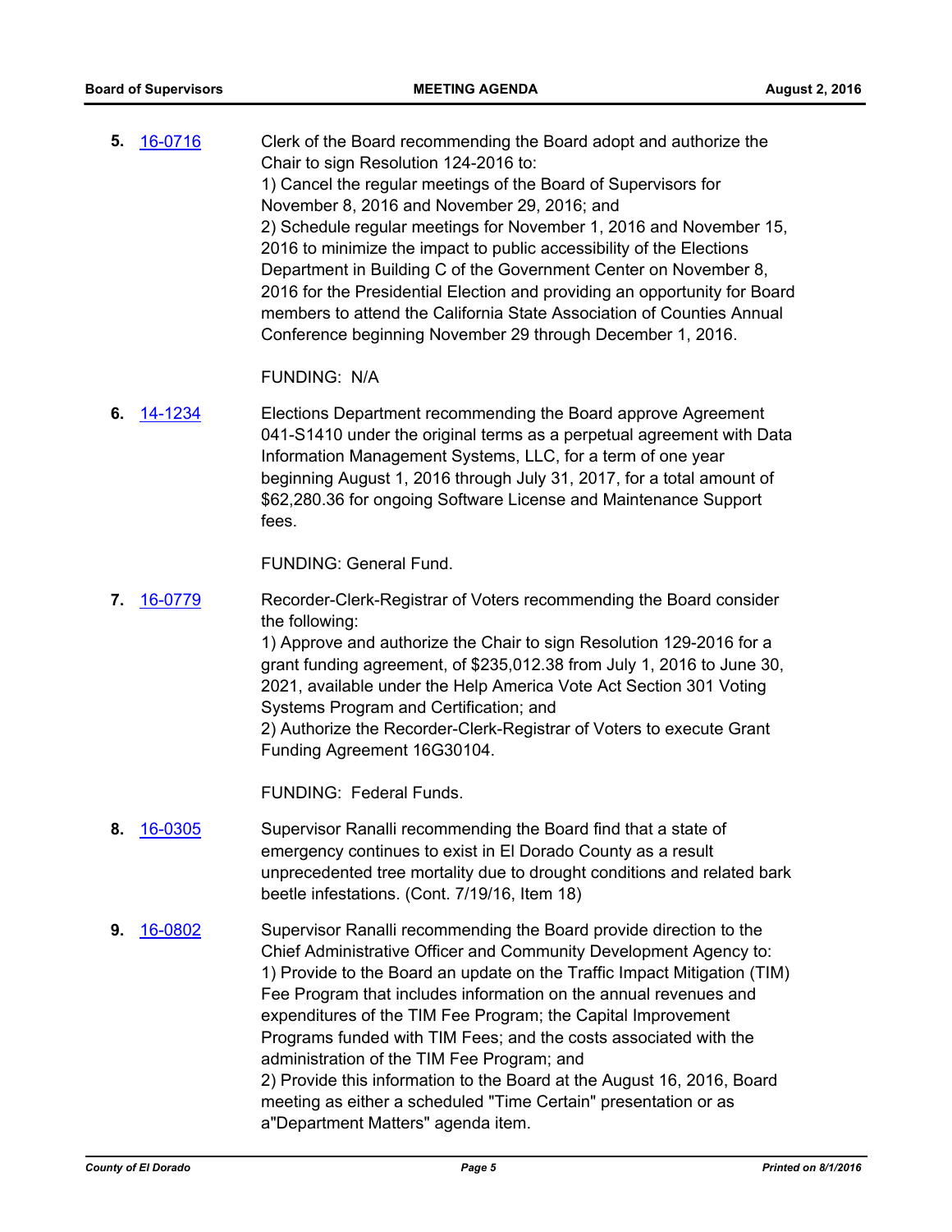**5.** 16-0716 Clerk of the Board recommending the Board adopt and authorize the Chair to sign Resolution 124-2016 to:
1) Cancel the regular meetings of the Board of Supervisors for November 8, 2016 and November 29, 2016; and
2) Schedule regular meetings for November 1, 2016 and November 15, 2016 to minimize the impact to public accessibility of the Elections Department in Building C of the Government Center on November 8, 2016 for the Presidential Election and providing an opportunity for Board members to attend the California State Association of Counties Annual Conference beginning November 29 through December 1, 2016.

FUNDING: N/A

**6.** 14-1234 Elections Department recommending the Board approve Agreement 041-S1410 under the original terms as a perpetual agreement with Data Information Management Systems, LLC, for a term of one year beginning August 1, 2016 through July 31, 2017, for a total amount of $62,280.36 for ongoing Software License and Maintenance Support fees.

FUNDING: General Fund.

**7.** 16-0779 Recorder-Clerk-Registrar of Voters recommending the Board consider the following:
1) Approve and authorize the Chair to sign Resolution 129-2016 for a grant funding agreement, of $235,012.38 from July 1, 2016 to June 30, 2021, available under the Help America Vote Act Section 301 Voting Systems Program and Certification; and
2) Authorize the Recorder-Clerk-Registrar of Voters to execute Grant Funding Agreement 16G30104.

FUNDING: Federal Funds.

**8.** 16-0305 Supervisor Ranalli recommending the Board find that a state of emergency continues to exist in El Dorado County as a result unprecedented tree mortality due to drought conditions and related bark beetle infestations. (Cont. 7/19/16, Item 18)

**9.** 16-0802 Supervisor Ranalli recommending the Board provide direction to the Chief Administrative Officer and Community Development Agency to:
1) Provide to the Board an update on the Traffic Impact Mitigation (TIM) Fee Program that includes information on the annual revenues and expenditures of the TIM Fee Program; the Capital Improvement Programs funded with TIM Fees; and the costs associated with the administration of the TIM Fee Program; and
2) Provide this information to the Board at the August 16, 2016, Board meeting as either a scheduled "Time Certain" presentation or as a"Department Matters" agenda item.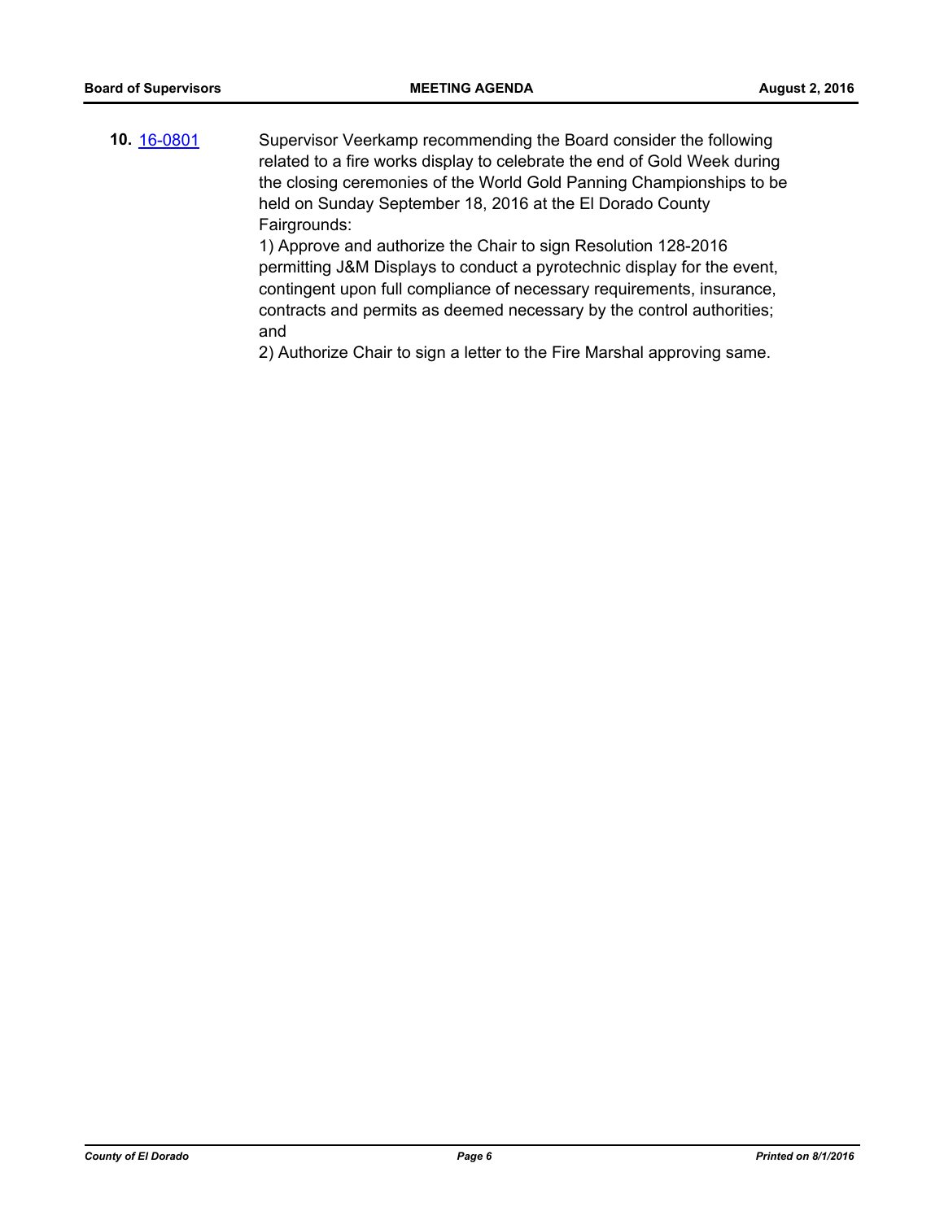**10.** [16-0801](16-0801)

Supervisor Veerkamp recommending the Board consider the following related to a fire works display to celebrate the end of Gold Week during the closing ceremonies of the World Gold Panning Championships to be held on Sunday September 18, 2016 at the El Dorado County Fairgrounds:

1) Approve and authorize the Chair to sign Resolution 128-2016 permitting J&M Displays to conduct a pyrotechnic display for the event, contingent upon full compliance of necessary requirements, insurance, contracts and permits as deemed necessary by the control authorities; and

2) Authorize Chair to sign a letter to the Fire Marshal approving same.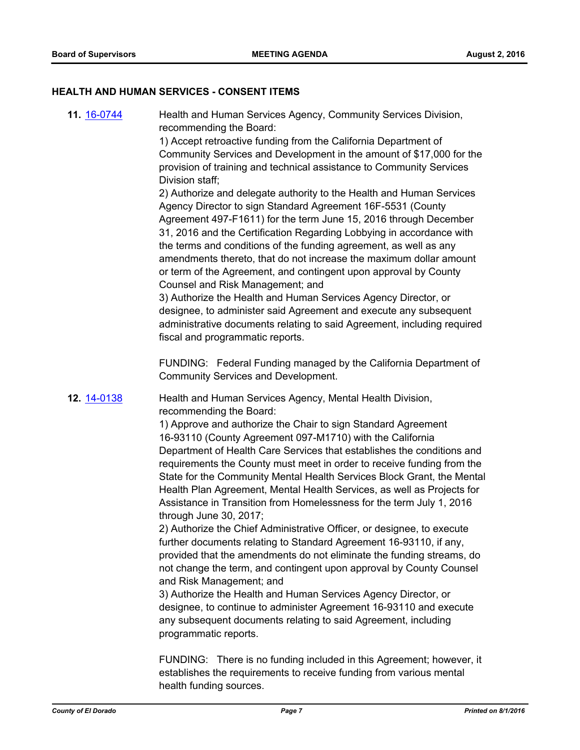## HEALTH AND HUMAN SERVICES - CONSENT ITEMS

**11.** [16-0744](16-0744) Health and Human Services Agency, Community Services Division, recommending the Board:

1) Accept retroactive funding from the California Department of Community Services and Development in the amount of $17,000 for the provision of training and technical assistance to Community Services Division staff;

2) Authorize and delegate authority to the Health and Human Services Agency Director to sign Standard Agreement 16F-5531 (County Agreement 497-F1611) for the term June 15, 2016 through December 31, 2016 and the Certification Regarding Lobbying in accordance with the terms and conditions of the funding agreement, as well as any amendments thereto, that do not increase the maximum dollar amount or term of the Agreement, and contingent upon approval by County Counsel and Risk Management; and

3) Authorize the Health and Human Services Agency Director, or designee, to administer said Agreement and execute any subsequent administrative documents relating to said Agreement, including required fiscal and programmatic reports.

FUNDING: Federal Funding managed by the California Department of Community Services and Development.

**12.** [14-0138](14-0138) Health and Human Services Agency, Mental Health Division, recommending the Board:

1) Approve and authorize the Chair to sign Standard Agreement 16-93110 (County Agreement 097-M1710) with the California Department of Health Care Services that establishes the conditions and requirements the County must meet in order to receive funding from the State for the Community Mental Health Services Block Grant, the Mental Health Plan Agreement, Mental Health Services, as well as Projects for Assistance in Transition from Homelessness for the term July 1, 2016 through June 30, 2017;

2) Authorize the Chief Administrative Officer, or designee, to execute further documents relating to Standard Agreement 16-93110, if any, provided that the amendments do not eliminate the funding streams, do not change the term, and contingent upon approval by County Counsel and Risk Management; and

3) Authorize the Health and Human Services Agency Director, or designee, to continue to administer Agreement 16-93110 and execute any subsequent documents relating to said Agreement, including programmatic reports.

FUNDING: There is no funding included in this Agreement; however, it establishes the requirements to receive funding from various mental health funding sources.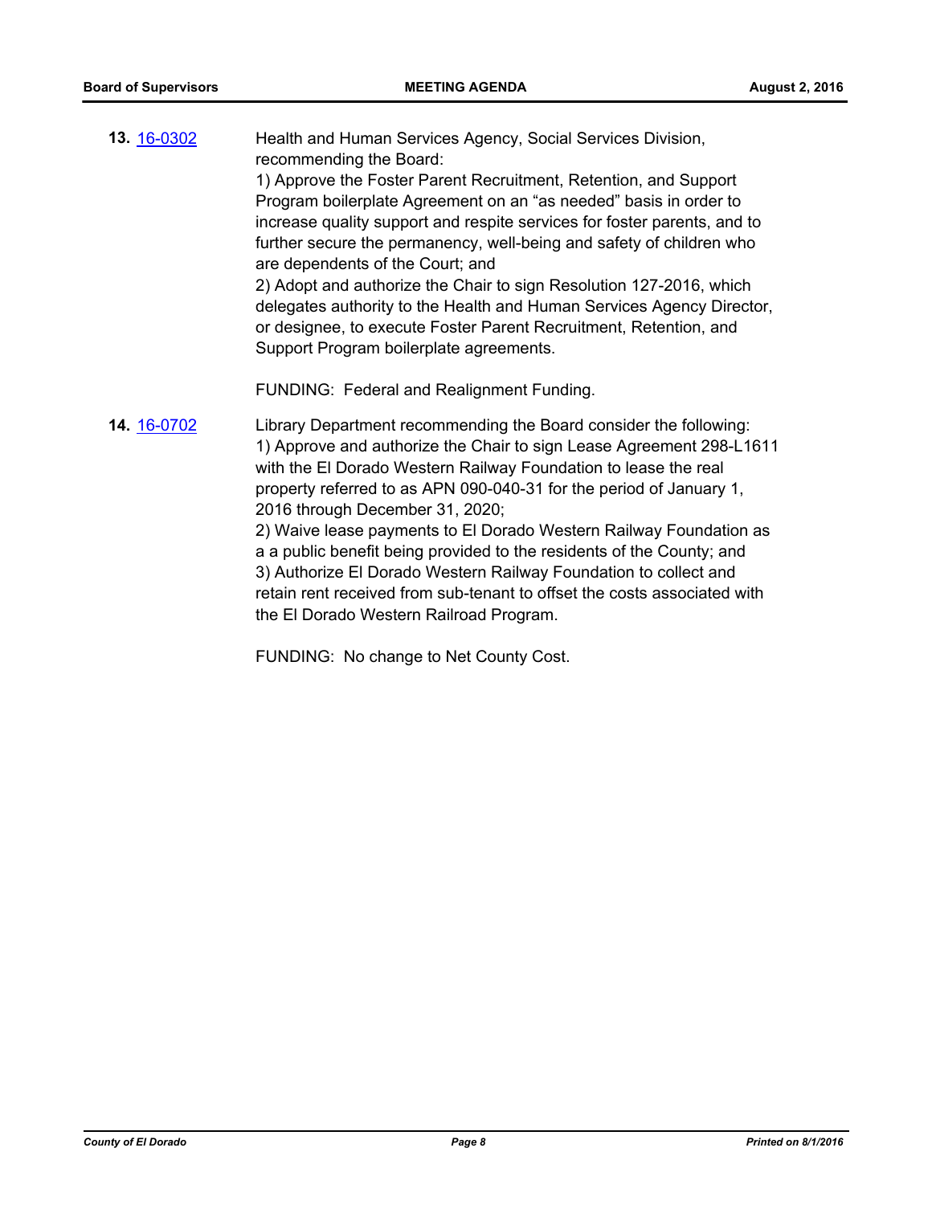**13.** [16-0302](16-0302)

Health and Human Services Agency, Social Services Division, recommending the Board:

1) Approve the Foster Parent Recruitment, Retention, and Support Program boilerplate Agreement on an “as needed” basis in order to increase quality support and respite services for foster parents, and to further secure the permanency, well-being and safety of children who are dependents of the Court; and

2) Adopt and authorize the Chair to sign Resolution 127-2016, which delegates authority to the Health and Human Services Agency Director, or designee, to execute Foster Parent Recruitment, Retention, and Support Program boilerplate agreements.

FUNDING: Federal and Realignment Funding.

**14.** [16-0702](16-0702)

Library Department recommending the Board consider the following:

1) Approve and authorize the Chair to sign Lease Agreement 298-L1611 with the El Dorado Western Railway Foundation to lease the real property referred to as APN 090-040-31 for the period of January 1, 2016 through December 31, 2020;

2) Waive lease payments to El Dorado Western Railway Foundation as a a public benefit being provided to the residents of the County; and

3) Authorize El Dorado Western Railway Foundation to collect and retain rent received from sub-tenant to offset the costs associated with the El Dorado Western Railroad Program.

FUNDING: No change to Net County Cost.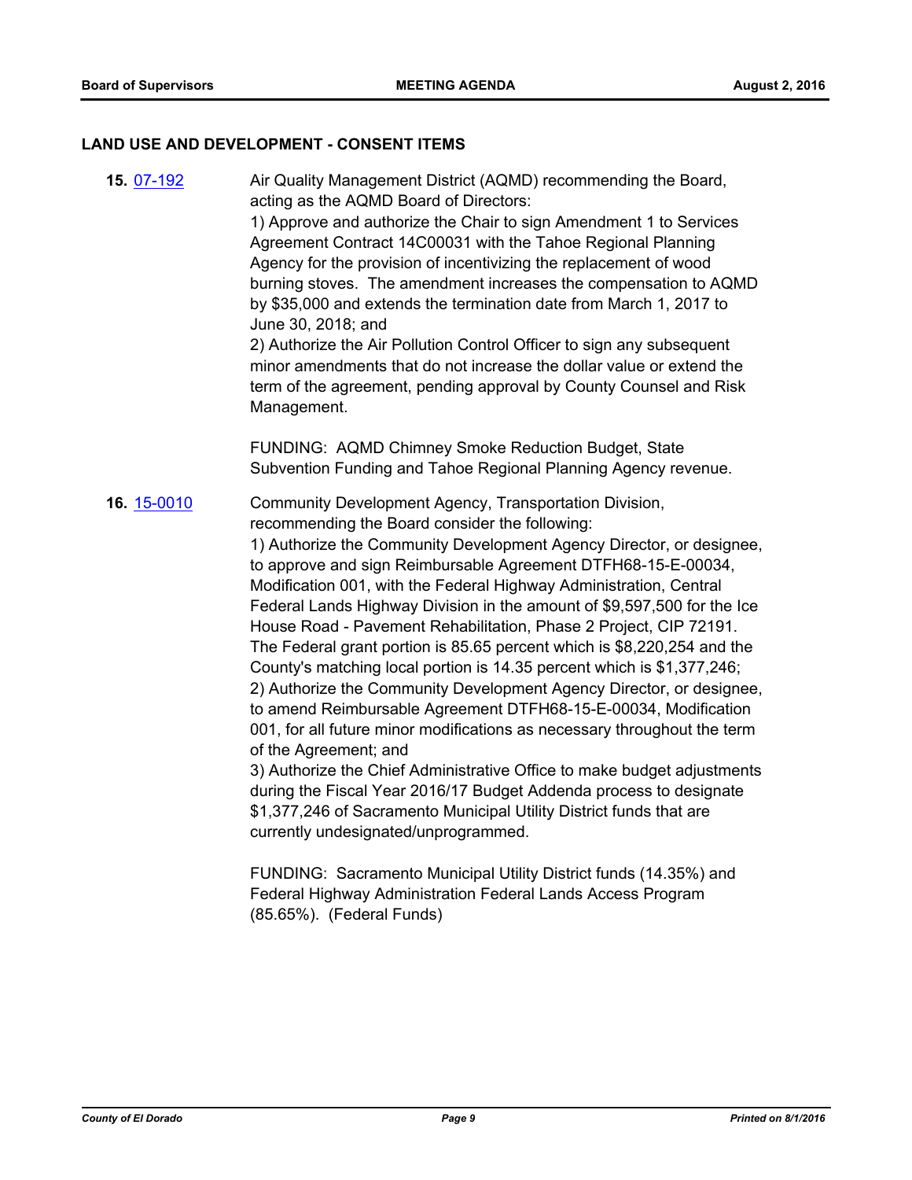## LAND USE AND DEVELOPMENT - CONSENT ITEMS

**15.** 07-192

Air Quality Management District (AQMD) recommending the Board, acting as the AQMD Board of Directors:
1) Approve and authorize the Chair to sign Amendment 1 to Services Agreement Contract 14C00031 with the Tahoe Regional Planning Agency for the provision of incentivizing the replacement of wood burning stoves. The amendment increases the compensation to AQMD by $35,000 and extends the termination date from March 1, 2017 to June 30, 2018; and
2) Authorize the Air Pollution Control Officer to sign any subsequent minor amendments that do not increase the dollar value or extend the term of the agreement, pending approval by County Counsel and Risk Management.

FUNDING: AQMD Chimney Smoke Reduction Budget, State Subvention Funding and Tahoe Regional Planning Agency revenue.

**16.** 15-0010

Community Development Agency, Transportation Division, recommending the Board consider the following:
1) Authorize the Community Development Agency Director, or designee, to approve and sign Reimbursable Agreement DTFH68-15-E-00034, Modification 001, with the Federal Highway Administration, Central Federal Lands Highway Division in the amount of $9,597,500 for the Ice House Road - Pavement Rehabilitation, Phase 2 Project, CIP 72191. The Federal grant portion is 85.65 percent which is $8,220,254 and the County's matching local portion is 14.35 percent which is $1,377,246;
2) Authorize the Community Development Agency Director, or designee, to amend Reimbursable Agreement DTFH68-15-E-00034, Modification 001, for all future minor modifications as necessary throughout the term of the Agreement; and
3) Authorize the Chief Administrative Office to make budget adjustments during the Fiscal Year 2016/17 Budget Addenda process to designate $1,377,246 of Sacramento Municipal Utility District funds that are currently undesignated/unprogrammed.

FUNDING: Sacramento Municipal Utility District funds (14.35%) and Federal Highway Administration Federal Lands Access Program (85.65%). (Federal Funds)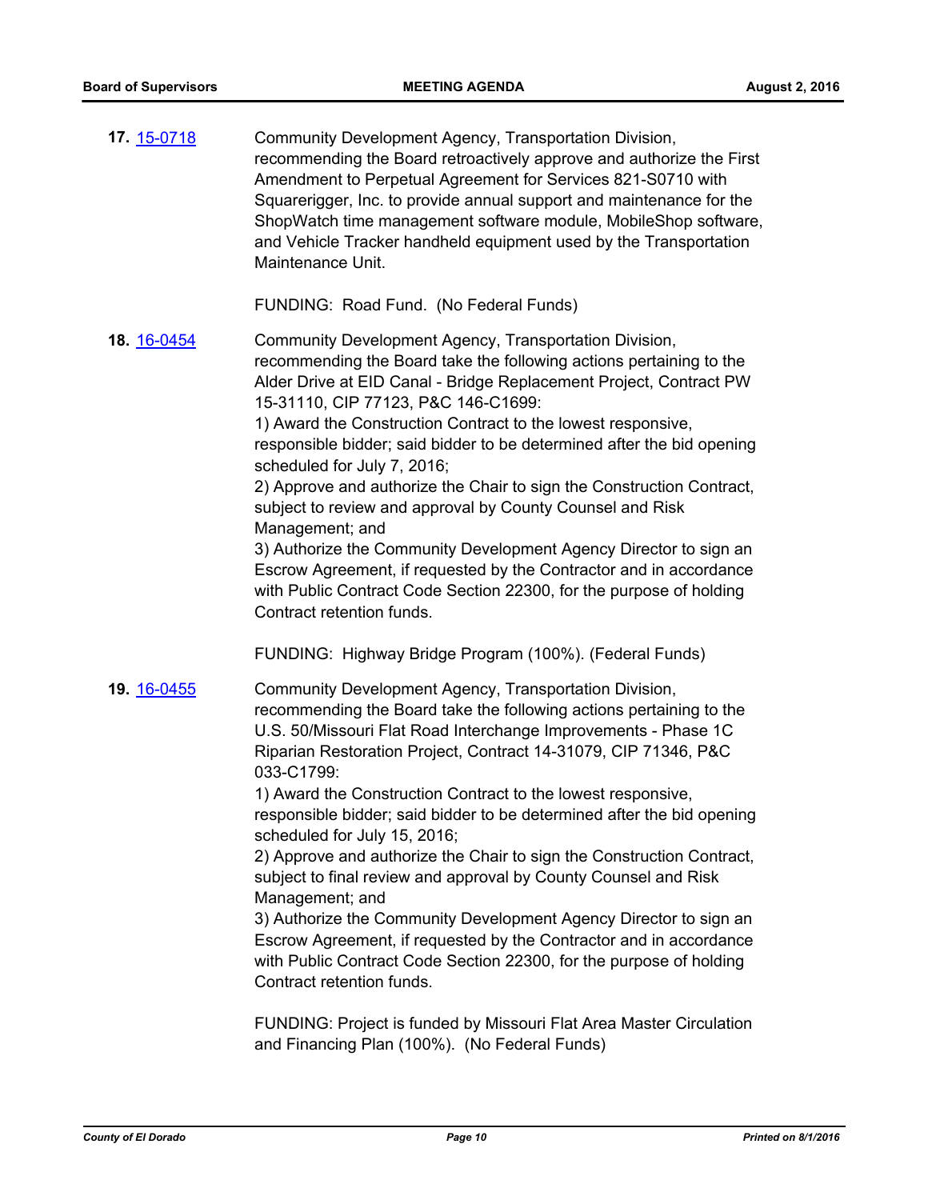**17.** [15-0718](15-0718) Community Development Agency, Transportation Division, recommending the Board retroactively approve and authorize the First Amendment to Perpetual Agreement for Services 821-S0710 with Squarerigger, Inc. to provide annual support and maintenance for the ShopWatch time management software module, MobileShop software, and Vehicle Tracker handheld equipment used by the Transportation Maintenance Unit.

FUNDING: Road Fund. (No Federal Funds)

**18.** [16-0454](16-0454) Community Development Agency, Transportation Division, recommending the Board take the following actions pertaining to the Alder Drive at EID Canal - Bridge Replacement Project, Contract PW 15-31110, CIP 77123, P&C 146-C1699:
1) Award the Construction Contract to the lowest responsive, responsible bidder; said bidder to be determined after the bid opening scheduled for July 7, 2016;
2) Approve and authorize the Chair to sign the Construction Contract, subject to review and approval by County Counsel and Risk Management; and
3) Authorize the Community Development Agency Director to sign an Escrow Agreement, if requested by the Contractor and in accordance with Public Contract Code Section 22300, for the purpose of holding Contract retention funds.

FUNDING: Highway Bridge Program (100%). (Federal Funds)

**19.** [16-0455](16-0455) Community Development Agency, Transportation Division, recommending the Board take the following actions pertaining to the U.S. 50/Missouri Flat Road Interchange Improvements - Phase 1C Riparian Restoration Project, Contract 14-31079, CIP 71346, P&C 033-C1799:
1) Award the Construction Contract to the lowest responsive, responsible bidder; said bidder to be determined after the bid opening scheduled for July 15, 2016;
2) Approve and authorize the Chair to sign the Construction Contract, subject to final review and approval by County Counsel and Risk Management; and
3) Authorize the Community Development Agency Director to sign an Escrow Agreement, if requested by the Contractor and in accordance with Public Contract Code Section 22300, for the purpose of holding Contract retention funds.

FUNDING: Project is funded by Missouri Flat Area Master Circulation and Financing Plan (100%). (No Federal Funds)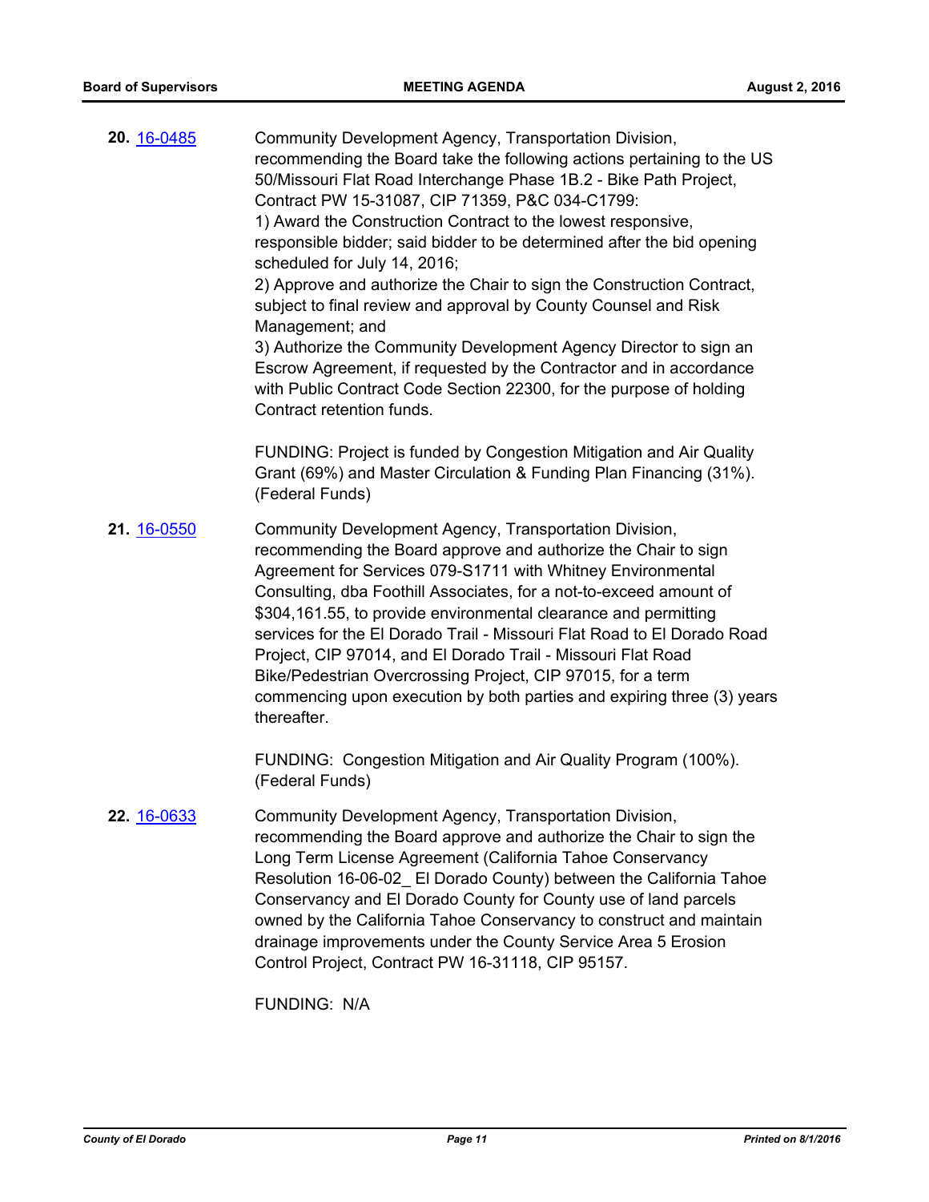**20.** [16-0485](16-0485)

Community Development Agency, Transportation Division, recommending the Board take the following actions pertaining to the US 50/Missouri Flat Road Interchange Phase 1B.2 - Bike Path Project, Contract PW 15-31087, CIP 71359, P&C 034-C1799:
1) Award the Construction Contract to the lowest responsive, responsible bidder; said bidder to be determined after the bid opening scheduled for July 14, 2016;
2) Approve and authorize the Chair to sign the Construction Contract, subject to final review and approval by County Counsel and Risk Management; and
3) Authorize the Community Development Agency Director to sign an Escrow Agreement, if requested by the Contractor and in accordance with Public Contract Code Section 22300, for the purpose of holding Contract retention funds.

FUNDING: Project is funded by Congestion Mitigation and Air Quality Grant (69%) and Master Circulation & Funding Plan Financing (31%). (Federal Funds)

**21.** [16-0550](16-0550)

Community Development Agency, Transportation Division, recommending the Board approve and authorize the Chair to sign Agreement for Services 079-S1711 with Whitney Environmental Consulting, dba Foothill Associates, for a not-to-exceed amount of $304,161.55, to provide environmental clearance and permitting services for the El Dorado Trail - Missouri Flat Road to El Dorado Road Project, CIP 97014, and El Dorado Trail - Missouri Flat Road Bike/Pedestrian Overcrossing Project, CIP 97015, for a term commencing upon execution by both parties and expiring three (3) years thereafter.

FUNDING: Congestion Mitigation and Air Quality Program (100%). (Federal Funds)

**22.** [16-0633](16-0633)

Community Development Agency, Transportation Division, recommending the Board approve and authorize the Chair to sign the Long Term License Agreement (California Tahoe Conservancy Resolution 16-06-02_ El Dorado County) between the California Tahoe Conservancy and El Dorado County for County use of land parcels owned by the California Tahoe Conservancy to construct and maintain drainage improvements under the County Service Area 5 Erosion Control Project, Contract PW 16-31118, CIP 95157.

FUNDING: N/A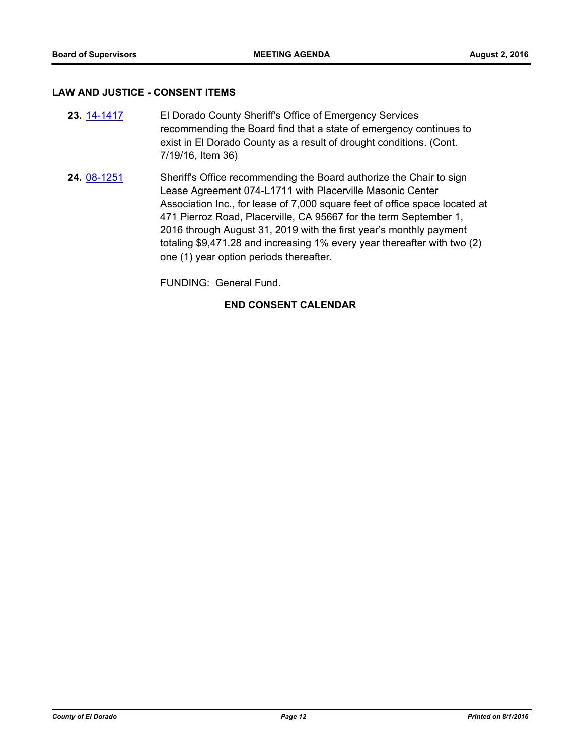## LAW AND JUSTICE - CONSENT ITEMS

**23.** 14-1417 El Dorado County Sheriff's Office of Emergency Services recommending the Board find that a state of emergency continues to exist in El Dorado County as a result of drought conditions. (Cont. 7/19/16, Item 36)

**24.** 08-1251 Sheriff's Office recommending the Board authorize the Chair to sign Lease Agreement 074-L1711 with Placerville Masonic Center Association Inc., for lease of 7,000 square feet of office space located at 471 Pierroz Road, Placerville, CA 95667 for the term September 1, 2016 through August 31, 2019 with the first year's monthly payment totaling $9,471.28 and increasing 1% every year thereafter with two (2) one (1) year option periods thereafter.

FUNDING: General Fund.

**END CONSENT CALENDAR**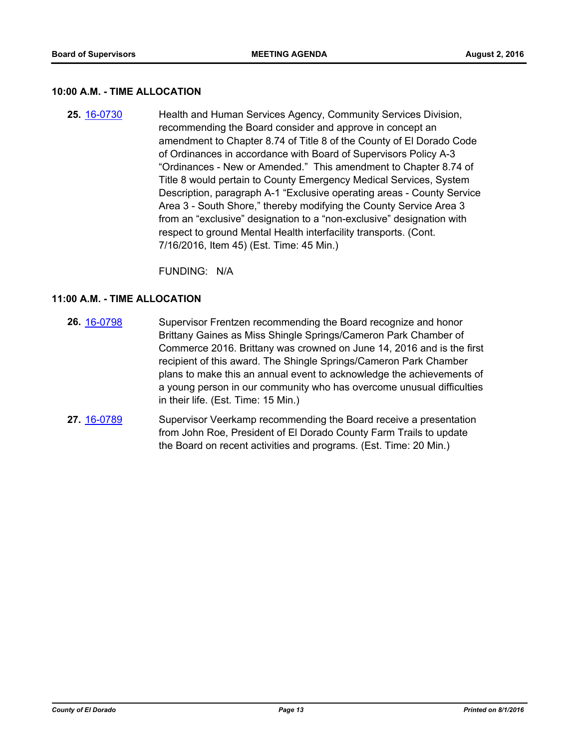**10:00 A.M. - TIME ALLOCATION**

**25.** 16-0730 Health and Human Services Agency, Community Services Division, recommending the Board consider and approve in concept an amendment to Chapter 8.74 of Title 8 of the County of El Dorado Code of Ordinances in accordance with Board of Supervisors Policy A-3 “Ordinances - New or Amended.” This amendment to Chapter 8.74 of Title 8 would pertain to County Emergency Medical Services, System Description, paragraph A-1 “Exclusive operating areas - County Service Area 3 - South Shore,” thereby modifying the County Service Area 3 from an “exclusive” designation to a “non-exclusive” designation with respect to ground Mental Health interfacility transports. (Cont. 7/16/2016, Item 45) (Est. Time: 45 Min.)

FUNDING: N/A

**11:00 A.M. - TIME ALLOCATION**

**26.** 16-0798 Supervisor Frentzen recommending the Board recognize and honor Brittany Gaines as Miss Shingle Springs/Cameron Park Chamber of Commerce 2016. Brittany was crowned on June 14, 2016 and is the first recipient of this award. The Shingle Springs/Cameron Park Chamber plans to make this an annual event to acknowledge the achievements of a young person in our community who has overcome unusual difficulties in their life. (Est. Time: 15 Min.)

**27.** 16-0789 Supervisor Veerkamp recommending the Board receive a presentation from John Roe, President of El Dorado County Farm Trails to update the Board on recent activities and programs. (Est. Time: 20 Min.)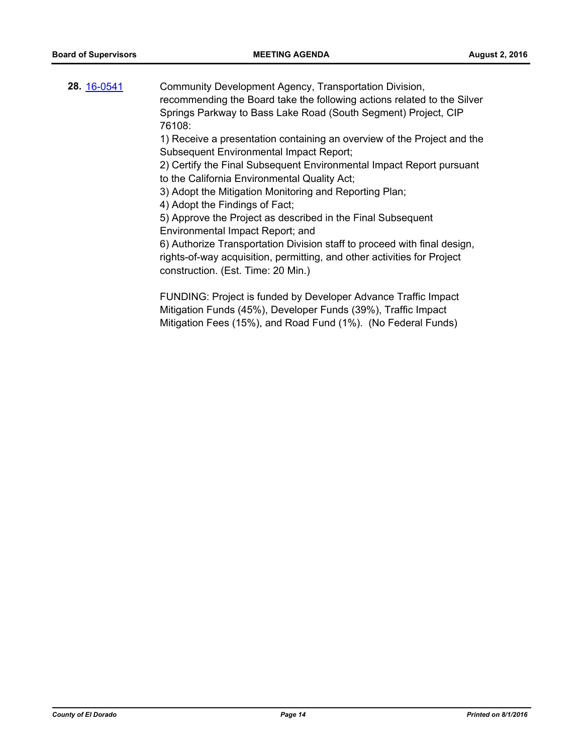**28.** [16-0541](16-0541)

Community Development Agency, Transportation Division, recommending the Board take the following actions related to the Silver Springs Parkway to Bass Lake Road (South Segment) Project, CIP 76108:

1) Receive a presentation containing an overview of the Project and the Subsequent Environmental Impact Report;
2) Certify the Final Subsequent Environmental Impact Report pursuant to the California Environmental Quality Act;
3) Adopt the Mitigation Monitoring and Reporting Plan;
4) Adopt the Findings of Fact;
5) Approve the Project as described in the Final Subsequent Environmental Impact Report; and
6) Authorize Transportation Division staff to proceed with final design, rights-of-way acquisition, permitting, and other activities for Project construction. (Est. Time: 20 Min.)

FUNDING: Project is funded by Developer Advance Traffic Impact Mitigation Funds (45%), Developer Funds (39%), Traffic Impact Mitigation Fees (15%), and Road Fund (1%). (No Federal Funds)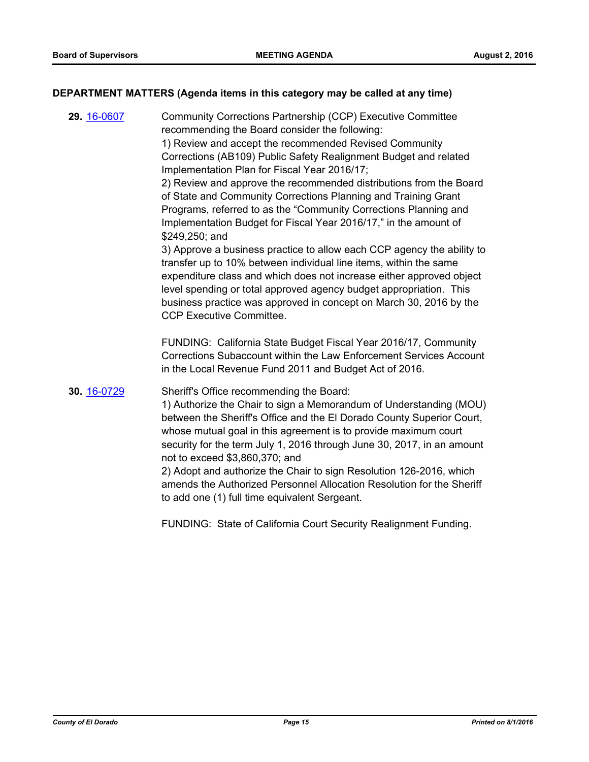## DEPARTMENT MATTERS (Agenda items in this category may be called at any time)

**29.** 16-0607 Community Corrections Partnership (CCP) Executive Committee recommending the Board consider the following:

1) Review and accept the recommended Revised Community Corrections (AB109) Public Safety Realignment Budget and related Implementation Plan for Fiscal Year 2016/17;

2) Review and approve the recommended distributions from the Board of State and Community Corrections Planning and Training Grant Programs, referred to as the "Community Corrections Planning and Implementation Budget for Fiscal Year 2016/17," in the amount of $249,250; and

3) Approve a business practice to allow each CCP agency the ability to transfer up to 10% between individual line items, within the same expenditure class and which does not increase either approved object level spending or total approved agency budget appropriation. This business practice was approved in concept on March 30, 2016 by the CCP Executive Committee.

FUNDING: California State Budget Fiscal Year 2016/17, Community Corrections Subaccount within the Law Enforcement Services Account in the Local Revenue Fund 2011 and Budget Act of 2016.

**30.** 16-0729 Sheriff's Office recommending the Board:

1) Authorize the Chair to sign a Memorandum of Understanding (MOU) between the Sheriff's Office and the El Dorado County Superior Court, whose mutual goal in this agreement is to provide maximum court security for the term July 1, 2016 through June 30, 2017, in an amount not to exceed $3,860,370; and

2) Adopt and authorize the Chair to sign Resolution 126-2016, which amends the Authorized Personnel Allocation Resolution for the Sheriff to add one (1) full time equivalent Sergeant.

FUNDING: State of California Court Security Realignment Funding.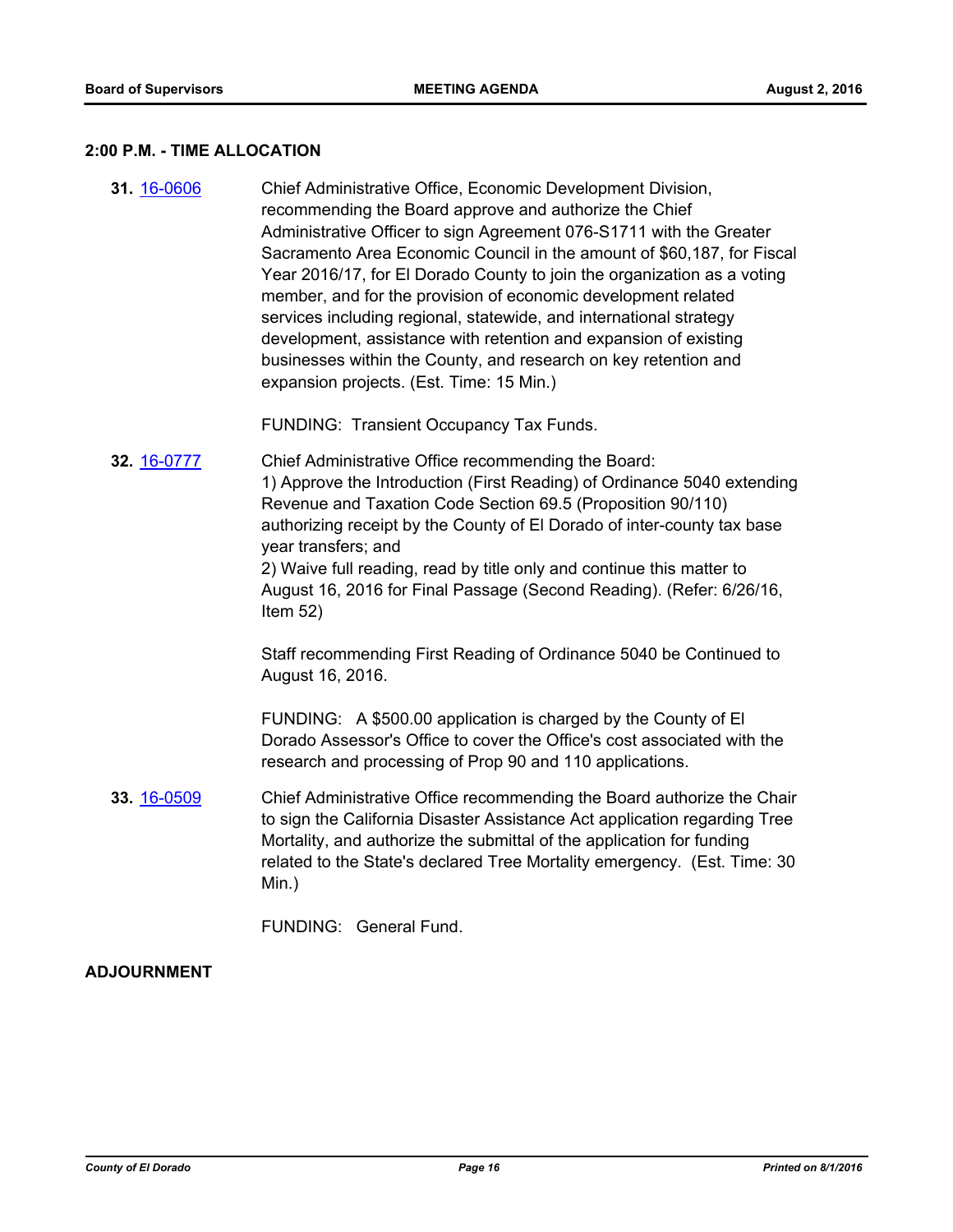## 2:00 P.M. - TIME ALLOCATION

**31.** 16-0606 Chief Administrative Office, Economic Development Division, recommending the Board approve and authorize the Chief Administrative Officer to sign Agreement 076-S1711 with the Greater Sacramento Area Economic Council in the amount of $60,187, for Fiscal Year 2016/17, for El Dorado County to join the organization as a voting member, and for the provision of economic development related services including regional, statewide, and international strategy development, assistance with retention and expansion of existing businesses within the County, and research on key retention and expansion projects. (Est. Time: 15 Min.)

FUNDING: Transient Occupancy Tax Funds.

**32.** 16-0777 Chief Administrative Office recommending the Board:
1) Approve the Introduction (First Reading) of Ordinance 5040 extending Revenue and Taxation Code Section 69.5 (Proposition 90/110) authorizing receipt by the County of El Dorado of inter-county tax base year transfers; and
2) Waive full reading, read by title only and continue this matter to August 16, 2016 for Final Passage (Second Reading). (Refer: 6/26/16, Item 52)

Staff recommending First Reading of Ordinance 5040 be Continued to August 16, 2016.

FUNDING: A $500.00 application is charged by the County of El Dorado Assessor's Office to cover the Office's cost associated with the research and processing of Prop 90 and 110 applications.

**33.** 16-0509 Chief Administrative Office recommending the Board authorize the Chair to sign the California Disaster Assistance Act application regarding Tree Mortality, and authorize the submittal of the application for funding related to the State's declared Tree Mortality emergency. (Est. Time: 30 Min.)

FUNDING: General Fund.

## ADJOURNMENT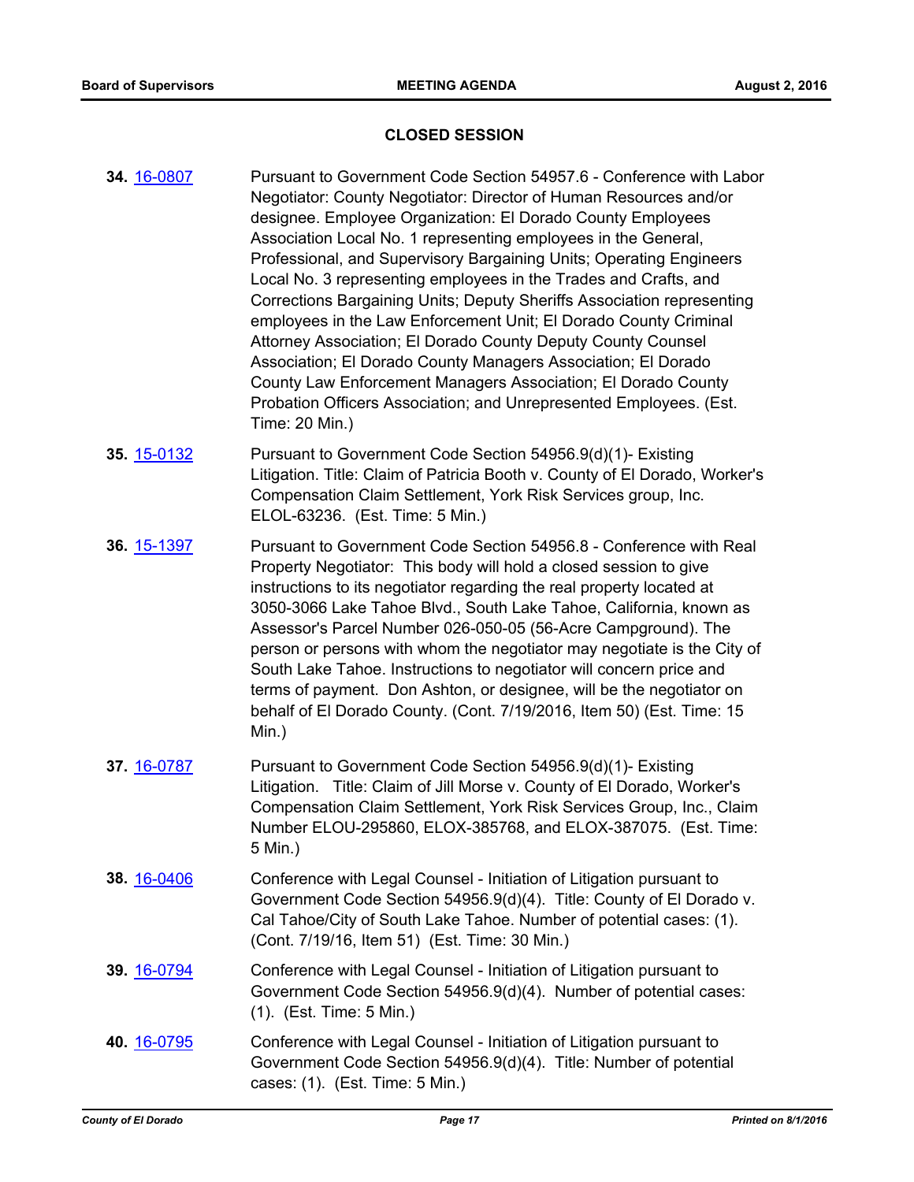## CLOSED SESSION

**34.** [16-0807](16-0807) Pursuant to Government Code Section 54957.6 - Conference with Labor Negotiator: County Negotiator: Director of Human Resources and/or designee. Employee Organization: El Dorado County Employees Association Local No. 1 representing employees in the General, Professional, and Supervisory Bargaining Units; Operating Engineers Local No. 3 representing employees in the Trades and Crafts, and Corrections Bargaining Units; Deputy Sheriffs Association representing employees in the Law Enforcement Unit; El Dorado County Criminal Attorney Association; El Dorado County Deputy County Counsel Association; El Dorado County Managers Association; El Dorado County Law Enforcement Managers Association; El Dorado County Probation Officers Association; and Unrepresented Employees. (Est. Time: 20 Min.)

**35.** [15-0132](15-0132) Pursuant to Government Code Section 54956.9(d)(1)- Existing Litigation. Title: Claim of Patricia Booth v. County of El Dorado, Worker's Compensation Claim Settlement, York Risk Services group, Inc. ELOL-63236. (Est. Time: 5 Min.)

**36.** [15-1397](15-1397) Pursuant to Government Code Section 54956.8 - Conference with Real Property Negotiator: This body will hold a closed session to give instructions to its negotiator regarding the real property located at 3050-3066 Lake Tahoe Blvd., South Lake Tahoe, California, known as Assessor's Parcel Number 026-050-05 (56-Acre Campground). The person or persons with whom the negotiator may negotiate is the City of South Lake Tahoe. Instructions to negotiator will concern price and terms of payment. Don Ashton, or designee, will be the negotiator on behalf of El Dorado County. (Cont. 7/19/2016, Item 50) (Est. Time: 15 Min.)

**37.** [16-0787](16-0787) Pursuant to Government Code Section 54956.9(d)(1)- Existing Litigation. Title: Claim of Jill Morse v. County of El Dorado, Worker's Compensation Claim Settlement, York Risk Services Group, Inc., Claim Number ELOU-295860, ELOX-385768, and ELOX-387075. (Est. Time: 5 Min.)

**38.** [16-0406](16-0406) Conference with Legal Counsel - Initiation of Litigation pursuant to Government Code Section 54956.9(d)(4). Title: County of El Dorado v. Cal Tahoe/City of South Lake Tahoe. Number of potential cases: (1). (Cont. 7/19/16, Item 51) (Est. Time: 30 Min.)

**39.** [16-0794](16-0794) Conference with Legal Counsel - Initiation of Litigation pursuant to Government Code Section 54956.9(d)(4). Number of potential cases: (1). (Est. Time: 5 Min.)

**40.** [16-0795](16-0795) Conference with Legal Counsel - Initiation of Litigation pursuant to Government Code Section 54956.9(d)(4). Title: Number of potential cases: (1). (Est. Time: 5 Min.)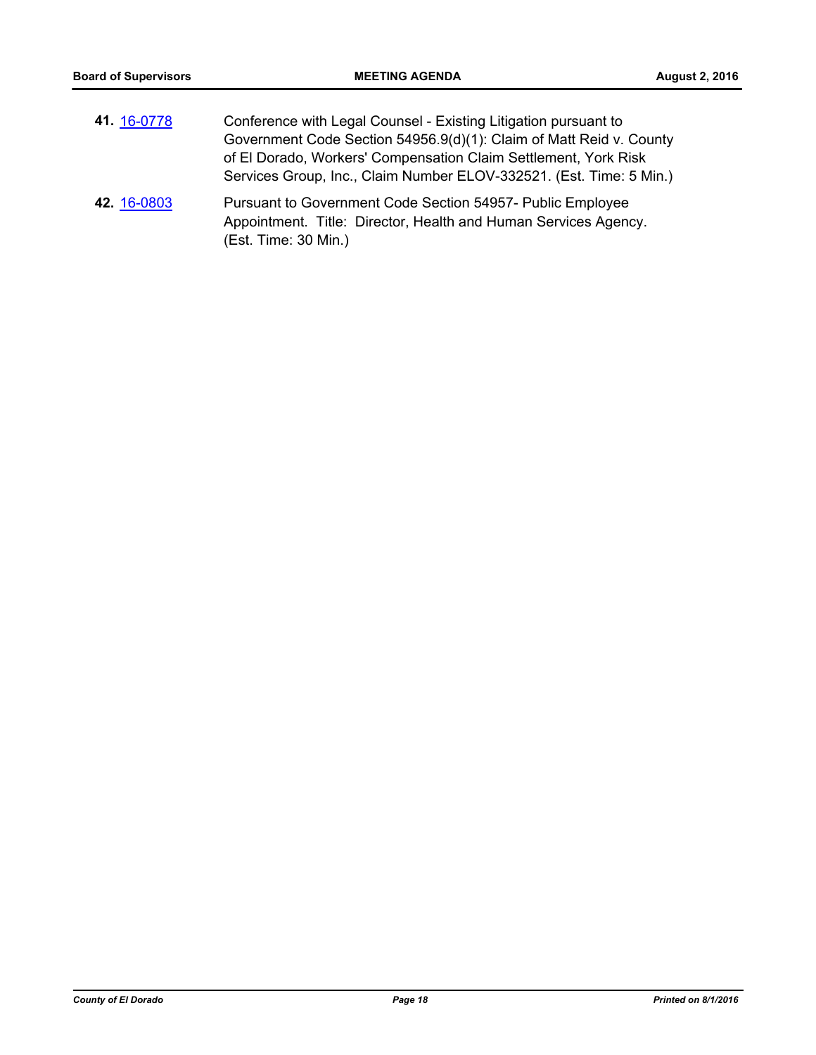**41.** 16-0778 Conference with Legal Counsel - Existing Litigation pursuant to Government Code Section 54956.9(d)(1): Claim of Matt Reid v. County of El Dorado, Workers' Compensation Claim Settlement, York Risk Services Group, Inc., Claim Number ELOV-332521. (Est. Time: 5 Min.)

**42.** 16-0803 Pursuant to Government Code Section 54957- Public Employee Appointment. Title: Director, Health and Human Services Agency. (Est. Time: 30 Min.)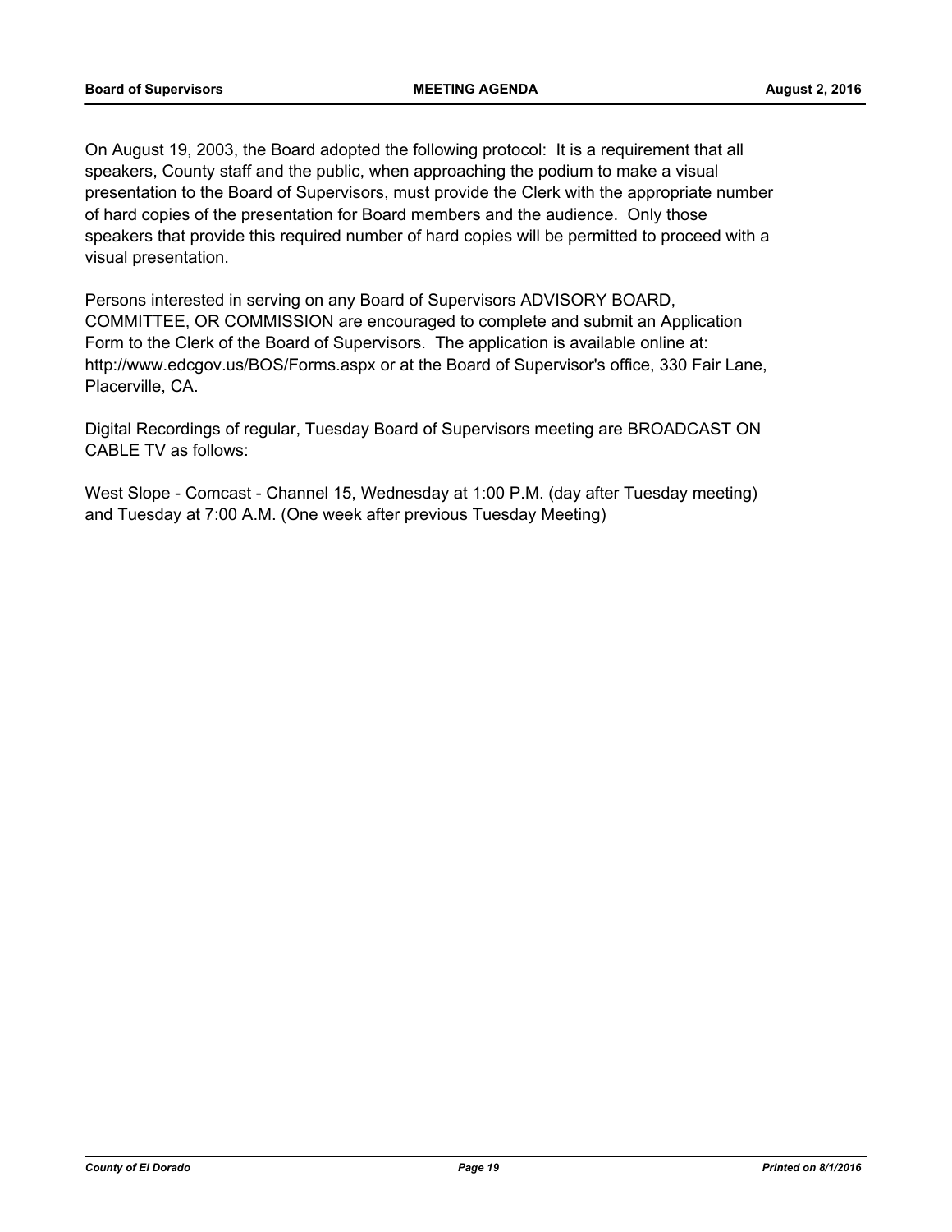On August 19, 2003, the Board adopted the following protocol: It is a requirement that all speakers, County staff and the public, when approaching the podium to make a visual presentation to the Board of Supervisors, must provide the Clerk with the appropriate number of hard copies of the presentation for Board members and the audience. Only those speakers that provide this required number of hard copies will be permitted to proceed with a visual presentation.

Persons interested in serving on any Board of Supervisors ADVISORY BOARD, COMMITTEE, OR COMMISSION are encouraged to complete and submit an Application Form to the Clerk of the Board of Supervisors. The application is available online at: http://www.edcgov.us/BOS/Forms.aspx or at the Board of Supervisor's office, 330 Fair Lane, Placerville, CA.

Digital Recordings of regular, Tuesday Board of Supervisors meeting are BROADCAST ON CABLE TV as follows:

West Slope - Comcast - Channel 15, Wednesday at 1:00 P.M. (day after Tuesday meeting) and Tuesday at 7:00 A.M. (One week after previous Tuesday Meeting)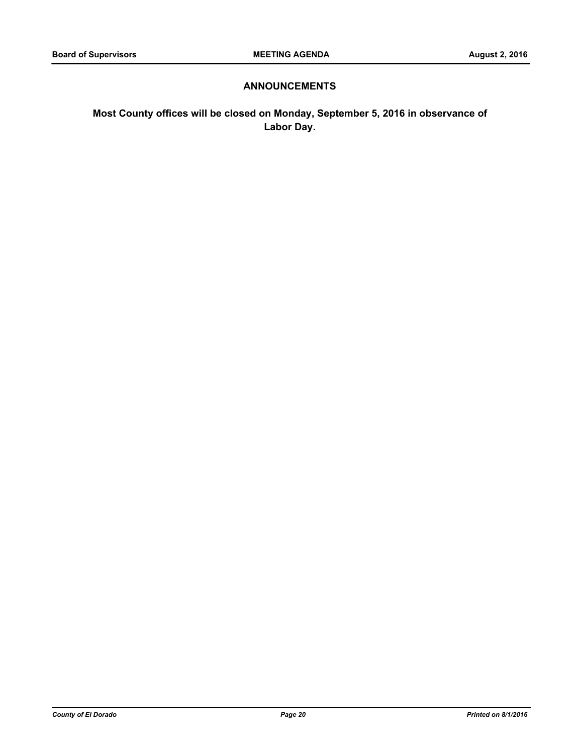## ANNOUNCEMENTS

**Most County offices will be closed on Monday, September 5, 2016 in observance of Labor Day.**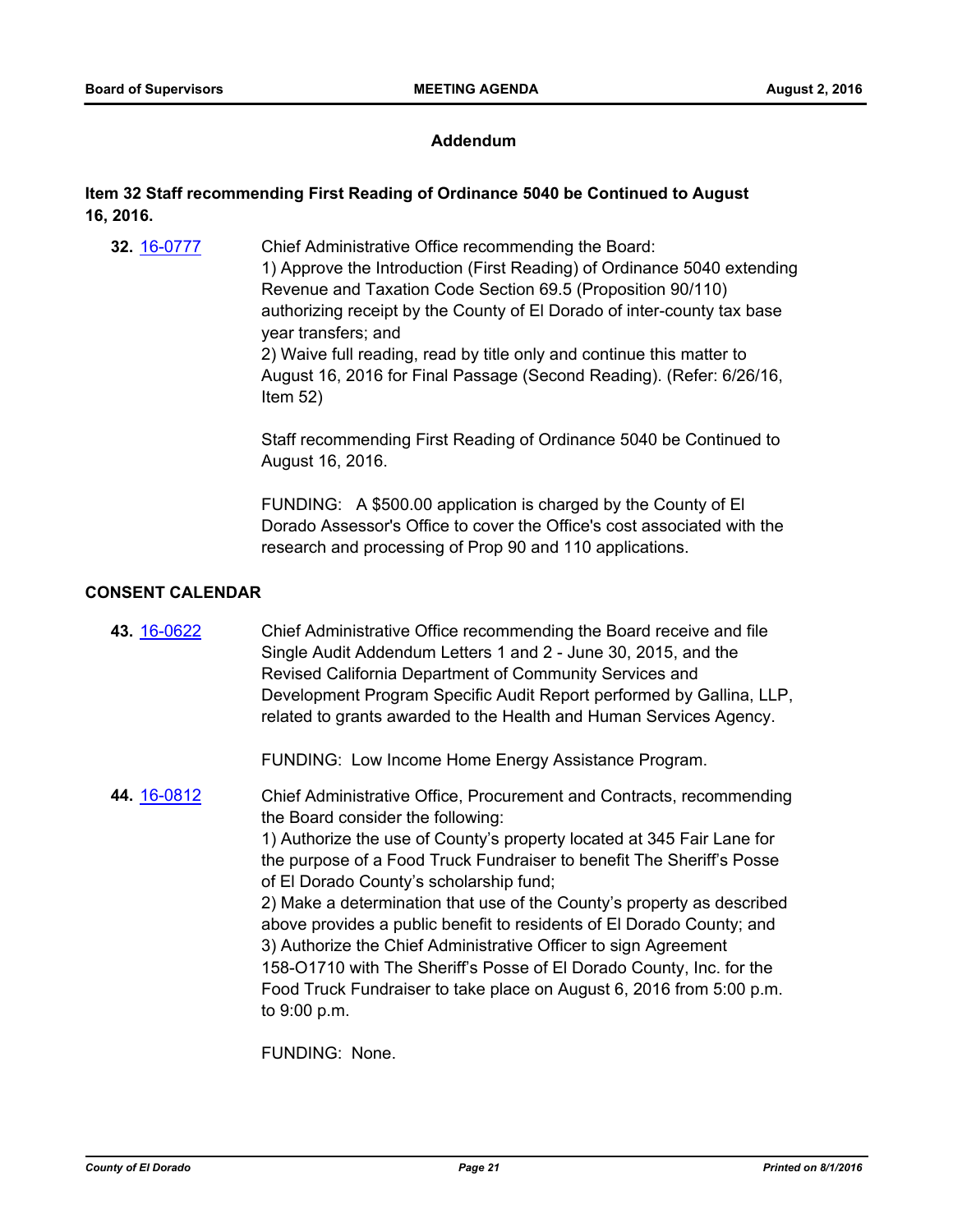## Addendum

**Item 32 Staff recommending First Reading of Ordinance 5040 be Continued to August 16, 2016.**

**32.** 16-0777

Chief Administrative Office recommending the Board:
1) Approve the Introduction (First Reading) of Ordinance 5040 extending Revenue and Taxation Code Section 69.5 (Proposition 90/110) authorizing receipt by the County of El Dorado of inter-county tax base year transfers; and
2) Waive full reading, read by title only and continue this matter to August 16, 2016 for Final Passage (Second Reading). (Refer: 6/26/16, Item 52)

Staff recommending First Reading of Ordinance 5040 be Continued to August 16, 2016.

FUNDING: A $500.00 application is charged by the County of El Dorado Assessor's Office to cover the Office's cost associated with the research and processing of Prop 90 and 110 applications.

## CONSENT CALENDAR

**43.** 16-0622

Chief Administrative Office recommending the Board receive and file Single Audit Addendum Letters 1 and 2 - June 30, 2015, and the Revised California Department of Community Services and Development Program Specific Audit Report performed by Gallina, LLP, related to grants awarded to the Health and Human Services Agency.

FUNDING: Low Income Home Energy Assistance Program.

**44.** 16-0812

Chief Administrative Office, Procurement and Contracts, recommending the Board consider the following:
1) Authorize the use of County's property located at 345 Fair Lane for the purpose of a Food Truck Fundraiser to benefit The Sheriff's Posse of El Dorado County's scholarship fund;
2) Make a determination that use of the County's property as described above provides a public benefit to residents of El Dorado County; and
3) Authorize the Chief Administrative Officer to sign Agreement 158-O1710 with The Sheriff's Posse of El Dorado County, Inc. for the Food Truck Fundraiser to take place on August 6, 2016 from 5:00 p.m. to 9:00 p.m.

FUNDING: None.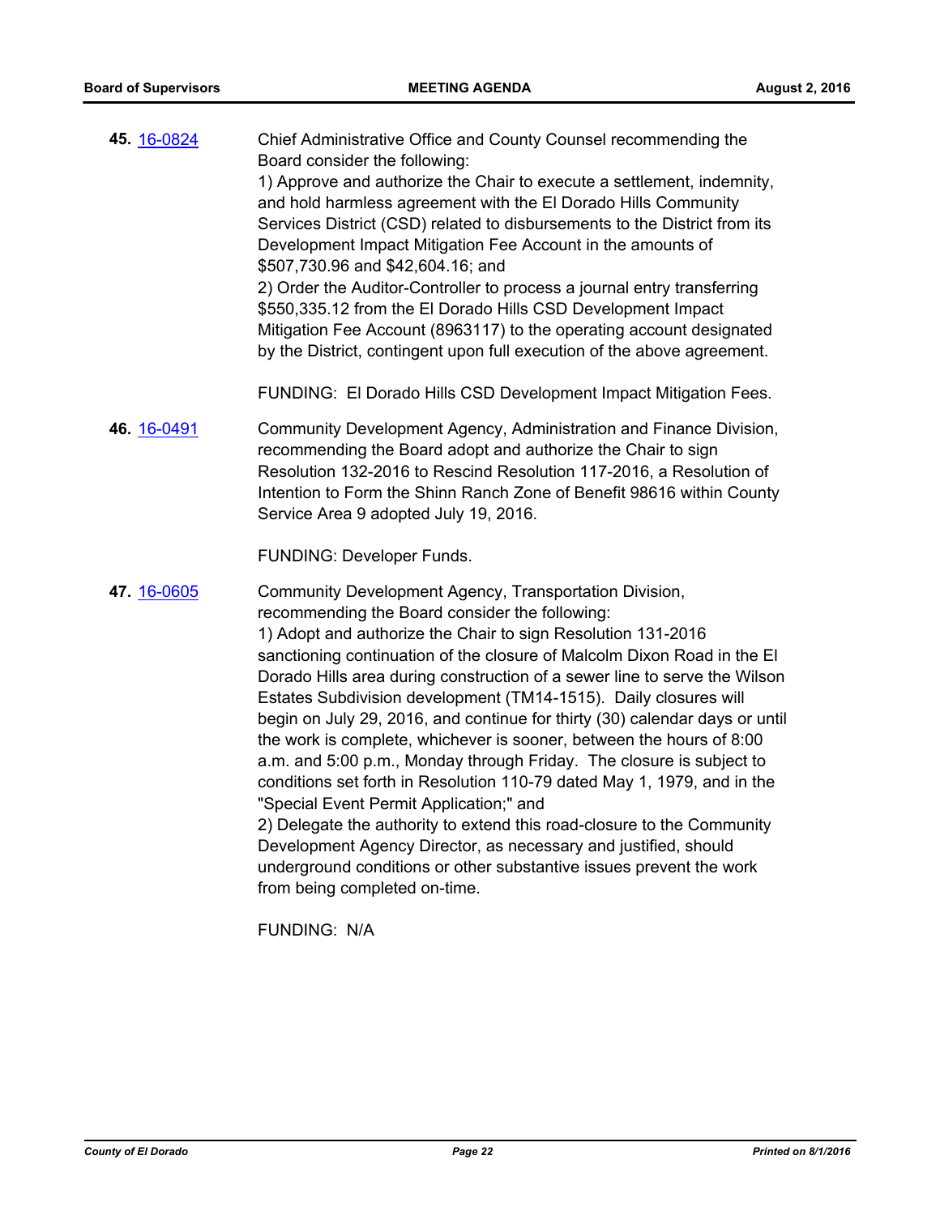**45.** [16-0824](16-0824)

Chief Administrative Office and County Counsel recommending the Board consider the following:
1) Approve and authorize the Chair to execute a settlement, indemnity, and hold harmless agreement with the El Dorado Hills Community Services District (CSD) related to disbursements to the District from its Development Impact Mitigation Fee Account in the amounts of $507,730.96 and $42,604.16; and
2) Order the Auditor-Controller to process a journal entry transferring $550,335.12 from the El Dorado Hills CSD Development Impact Mitigation Fee Account (8963117) to the operating account designated by the District, contingent upon full execution of the above agreement.

FUNDING: El Dorado Hills CSD Development Impact Mitigation Fees.

**46.** [16-0491](16-0491)

Community Development Agency, Administration and Finance Division, recommending the Board adopt and authorize the Chair to sign Resolution 132-2016 to Rescind Resolution 117-2016, a Resolution of Intention to Form the Shinn Ranch Zone of Benefit 98616 within County Service Area 9 adopted July 19, 2016.

FUNDING: Developer Funds.

**47.** [16-0605](16-0605)

Community Development Agency, Transportation Division, recommending the Board consider the following:
1) Adopt and authorize the Chair to sign Resolution 131-2016 sanctioning continuation of the closure of Malcolm Dixon Road in the El Dorado Hills area during construction of a sewer line to serve the Wilson Estates Subdivision development (TM14-1515). Daily closures will begin on July 29, 2016, and continue for thirty (30) calendar days or until the work is complete, whichever is sooner, between the hours of 8:00 a.m. and 5:00 p.m., Monday through Friday. The closure is subject to conditions set forth in Resolution 110-79 dated May 1, 1979, and in the "Special Event Permit Application;" and
2) Delegate the authority to extend this road-closure to the Community Development Agency Director, as necessary and justified, should underground conditions or other substantive issues prevent the work from being completed on-time.

FUNDING: N/A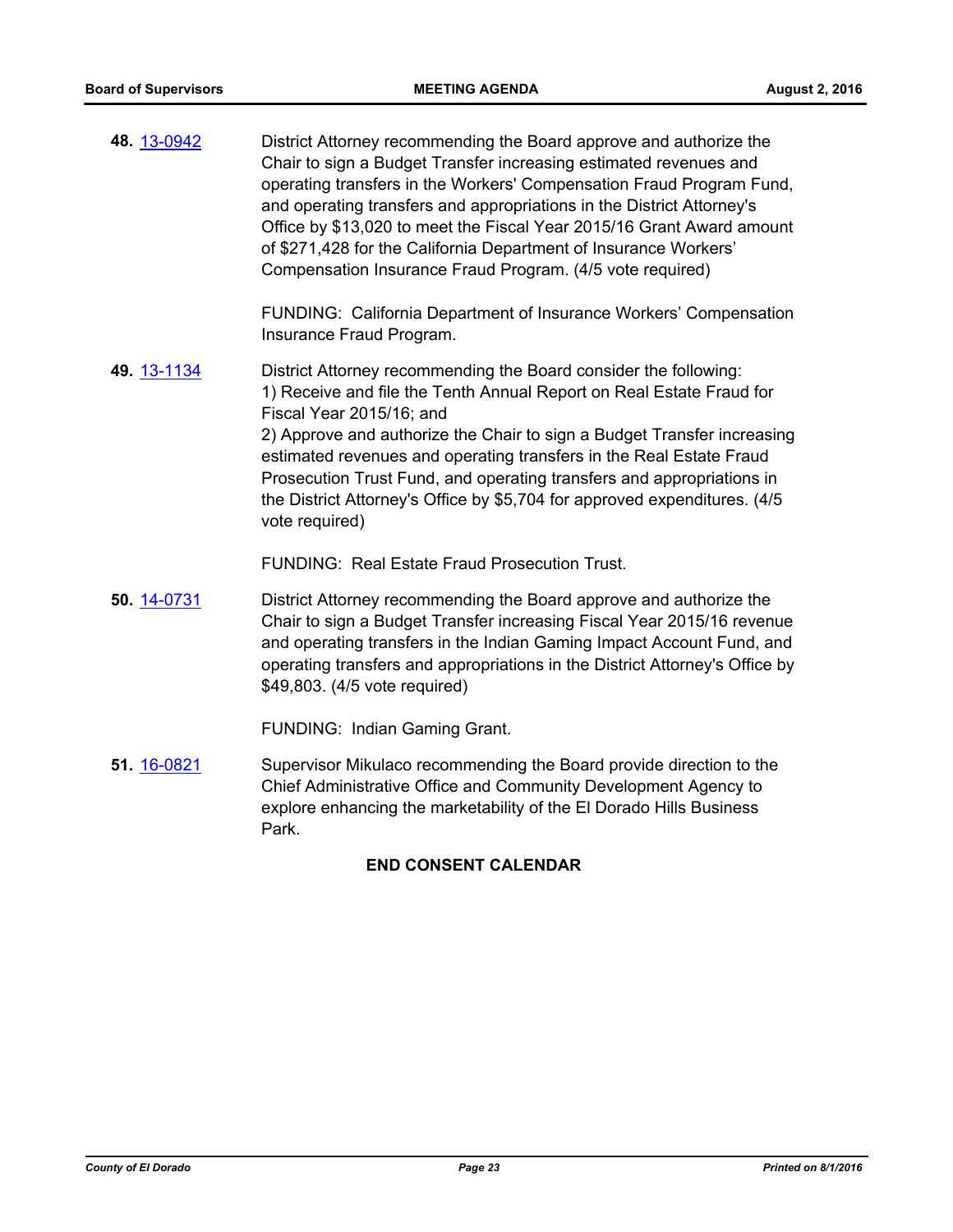**48.** 13-0942 District Attorney recommending the Board approve and authorize the Chair to sign a Budget Transfer increasing estimated revenues and operating transfers in the Workers' Compensation Fraud Program Fund, and operating transfers and appropriations in the District Attorney's Office by $13,020 to meet the Fiscal Year 2015/16 Grant Award amount of $271,428 for the California Department of Insurance Workers' Compensation Insurance Fraud Program. (4/5 vote required)

FUNDING: California Department of Insurance Workers' Compensation Insurance Fraud Program.

**49.** 13-1134 District Attorney recommending the Board consider the following:
1) Receive and file the Tenth Annual Report on Real Estate Fraud for Fiscal Year 2015/16; and
2) Approve and authorize the Chair to sign a Budget Transfer increasing estimated revenues and operating transfers in the Real Estate Fraud Prosecution Trust Fund, and operating transfers and appropriations in the District Attorney's Office by $5,704 for approved expenditures. (4/5 vote required)

FUNDING: Real Estate Fraud Prosecution Trust.

**50.** 14-0731 District Attorney recommending the Board approve and authorize the Chair to sign a Budget Transfer increasing Fiscal Year 2015/16 revenue and operating transfers in the Indian Gaming Impact Account Fund, and operating transfers and appropriations in the District Attorney's Office by $49,803. (4/5 vote required)

FUNDING: Indian Gaming Grant.

**51.** 16-0821 Supervisor Mikulaco recommending the Board provide direction to the Chief Administrative Office and Community Development Agency to explore enhancing the marketability of the El Dorado Hills Business Park.

**END CONSENT CALENDAR**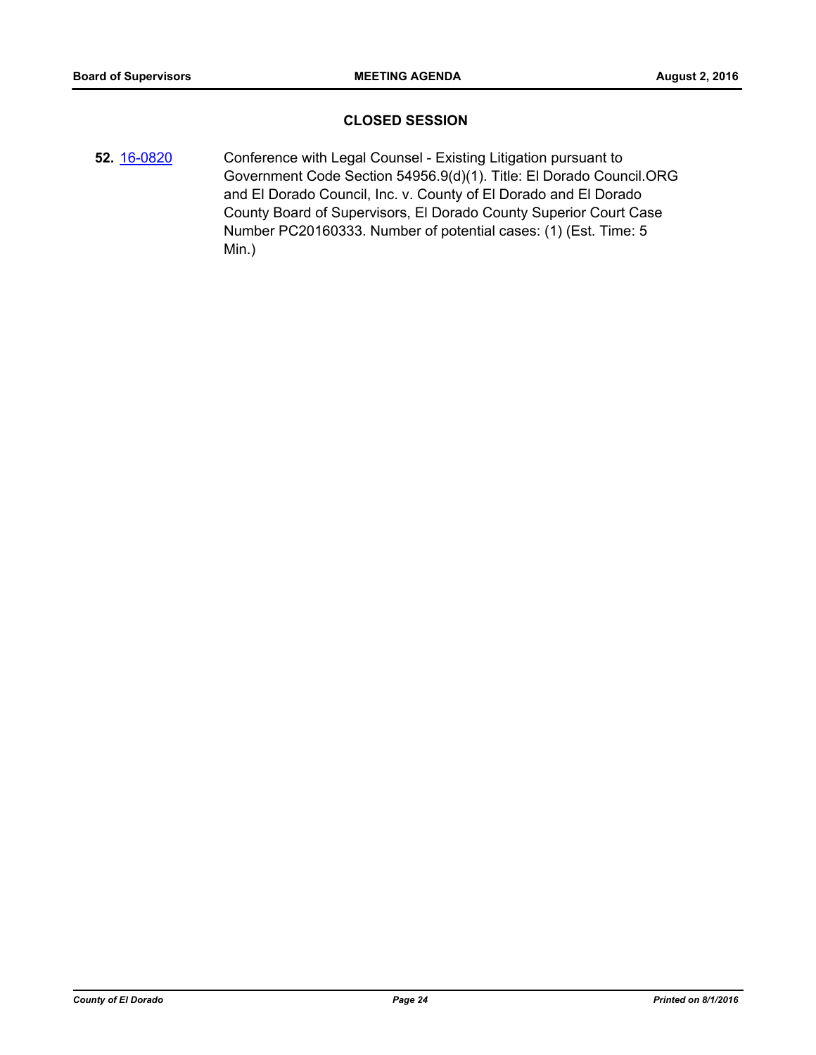## CLOSED SESSION

**52.** 16-0820 Conference with Legal Counsel - Existing Litigation pursuant to Government Code Section 54956.9(d)(1). Title: El Dorado Council.ORG and El Dorado Council, Inc. v. County of El Dorado and El Dorado County Board of Supervisors, El Dorado County Superior Court Case Number PC20160333. Number of potential cases: (1) (Est. Time: 5 Min.)